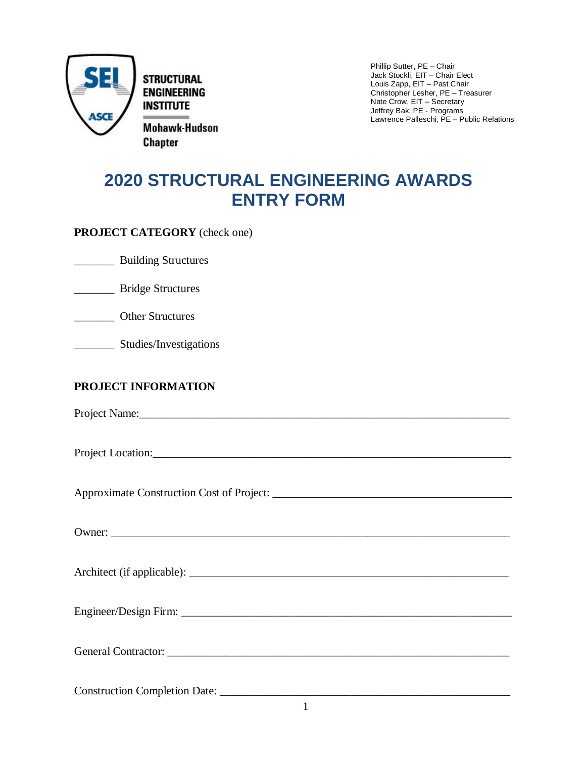STRUCTURAL ENGINEERING INSTITUTE

Mohawk-Hudson Chapter

Phillip Sutter, PE – Chair
Jack Stockli, EIT – Chair Elect
Louis Zapp, EIT – Past Chair
Christopher Lesher, PE – Treasurer
Nate Crow, EIT – Secretary
Jeffrey Bak, PE - Programs
Lawrence Palleschi, PE – Public Relations

# 2020 STRUCTURAL ENGINEERING AWARDS ENTRY FORM

**PROJECT CATEGORY** (check one)

_______ Building Structures

_______ Bridge Structures

_______ Other Structures

_______ Studies/Investigations

**PROJECT INFORMATION**

Project Name:_______________________________________________________________

Project Location:_____________________________________________________________

Approximate Construction Cost of Project: ________________________________________

Owner: ____________________________________________________________________

Architect (if applicable): _______________________________________________________

Engineer/Design Firm: ________________________________________________________

General Contractor: ___________________________________________________________

Construction Completion Date: __________________________________________________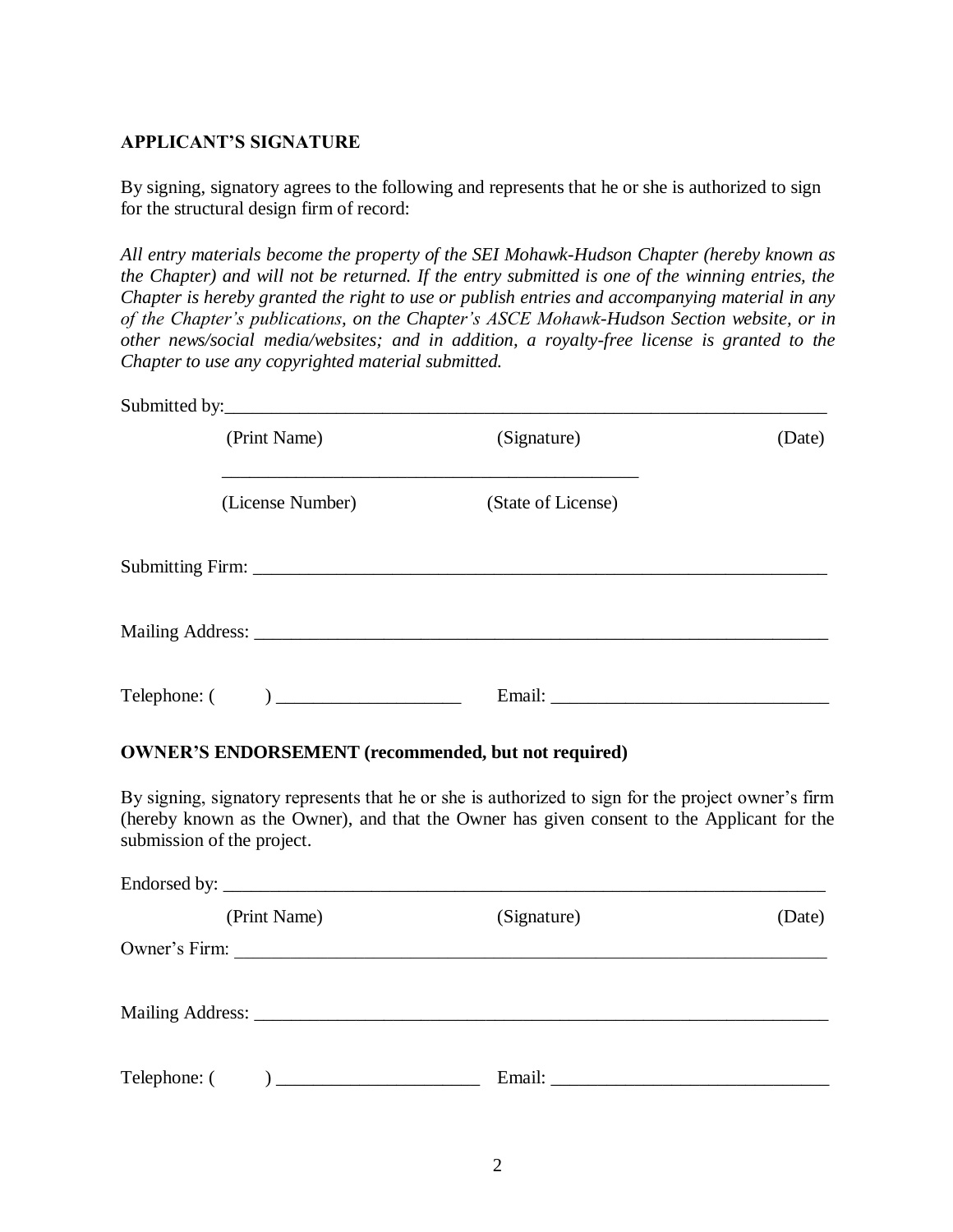**APPLICANT'S SIGNATURE**

By signing, signatory agrees to the following and represents that he or she is authorized to sign for the structural design firm of record:

*All entry materials become the property of the SEI Mohawk-Hudson Chapter (hereby known as the Chapter) and will not be returned. If the entry submitted is one of the winning entries, the Chapter is hereby granted the right to use or publish entries and accompanying material in any of the Chapter's publications, on the Chapter's ASCE Mohawk-Hudson Section website, or in other news/social media/websites; and in addition, a royalty-free license is granted to the Chapter to use any copyrighted material submitted.*

Submitted by:\_\_\_\_\_\_\_\_\_\_\_\_\_\_\_\_\_\_\_\_\_\_\_\_\_\_\_\_\_\_\_\_\_\_\_\_\_\_\_\_\_\_\_\_\_\_\_\_\_\_\_\_\_\_\_\_\_\_\_\_\_\_

(Print Name) (Signature) (Date)

\_\_\_\_\_\_\_\_\_\_\_\_\_\_\_\_\_\_\_\_\_\_\_\_\_\_\_\_\_\_\_\_\_\_\_\_\_\_\_\_\_\_\_\_

(License Number) (State of License)

Submitting Firm: \_\_\_\_\_\_\_\_\_\_\_\_\_\_\_\_\_\_\_\_\_\_\_\_\_\_\_\_\_\_\_\_\_\_\_\_\_\_\_\_\_\_\_\_\_\_\_\_\_\_\_\_\_\_\_\_\_\_

Mailing Address: \_\_\_\_\_\_\_\_\_\_\_\_\_\_\_\_\_\_\_\_\_\_\_\_\_\_\_\_\_\_\_\_\_\_\_\_\_\_\_\_\_\_\_\_\_\_\_\_\_\_\_\_\_\_\_\_\_\_

Telephone: ( ) \_\_\_\_\_\_\_\_\_\_\_\_\_\_\_\_\_\_\_\_ Email: \_\_\_\_\_\_\_\_\_\_\_\_\_\_\_\_\_\_\_\_\_\_\_\_\_\_\_\_\_\_

**OWNER'S ENDORSEMENT (recommended, but not required)**

By signing, signatory represents that he or she is authorized to sign for the project owner's firm (hereby known as the Owner), and that the Owner has given consent to the Applicant for the submission of the project.

Endorsed by: \_\_\_\_\_\_\_\_\_\_\_\_\_\_\_\_\_\_\_\_\_\_\_\_\_\_\_\_\_\_\_\_\_\_\_\_\_\_\_\_\_\_\_\_\_\_\_\_\_\_\_\_\_\_\_\_\_\_\_\_\_\_

(Print Name) (Signature) (Date)

Owner's Firm: \_\_\_\_\_\_\_\_\_\_\_\_\_\_\_\_\_\_\_\_\_\_\_\_\_\_\_\_\_\_\_\_\_\_\_\_\_\_\_\_\_\_\_\_\_\_\_\_\_\_\_\_\_\_\_\_\_\_\_\_

Mailing Address: \_\_\_\_\_\_\_\_\_\_\_\_\_\_\_\_\_\_\_\_\_\_\_\_\_\_\_\_\_\_\_\_\_\_\_\_\_\_\_\_\_\_\_\_\_\_\_\_\_\_\_\_\_\_\_\_\_\_

Telephone: ( ) \_\_\_\_\_\_\_\_\_\_\_\_\_\_\_\_\_\_\_\_\_\_ Email: \_\_\_\_\_\_\_\_\_\_\_\_\_\_\_\_\_\_\_\_\_\_\_\_\_\_\_\_\_\_